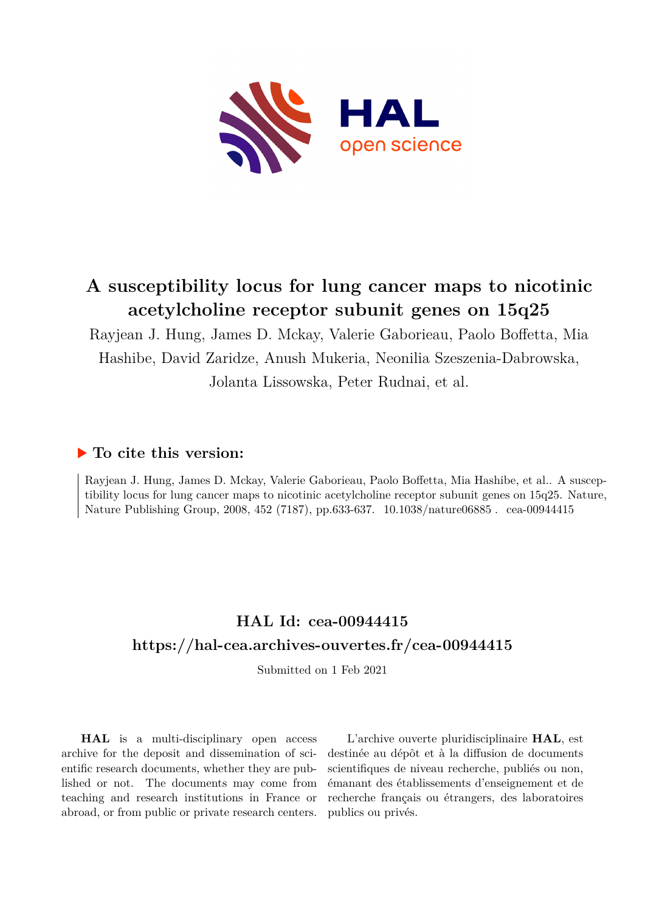# A susceptibility locus for lung cancer maps to nicotinic acetylcholine receptor subunit genes on 15q25

Rayjean J. Hung, James D. Mckay, Valerie Gaborieau, Paolo Boffetta, Mia Hashibe, David Zaridze, Anush Mukeria, Neonilia Szeszenia-Dabrowska, Jolanta Lissowska, Peter Rudnai, et al.

## ▶ To cite this version:

Rayjean J. Hung, James D. Mckay, Valerie Gaborieau, Paolo Boffetta, Mia Hashibe, et al.. A susceptibility locus for lung cancer maps to nicotinic acetylcholine receptor subunit genes on 15q25. Nature, Nature Publishing Group, 2008, 452 (7187), pp.633-637. 10.1038/nature06885 . cea-00944415

## HAL Id: cea-00944415

## https://hal-cea.archives-ouvertes.fr/cea-00944415

Submitted on 1 Feb 2021

**HAL** is a multi-disciplinary open access archive for the deposit and dissemination of scientific research documents, whether they are published or not. The documents may come from teaching and research institutions in France or abroad, or from public or private research centers.

L'archive ouverte pluridisciplinaire **HAL**, est destinée au dépôt et à la diffusion de documents scientifiques de niveau recherche, publiés ou non, émanant des établissements d'enseignement et de recherche français ou étrangers, des laboratoires publics ou privés.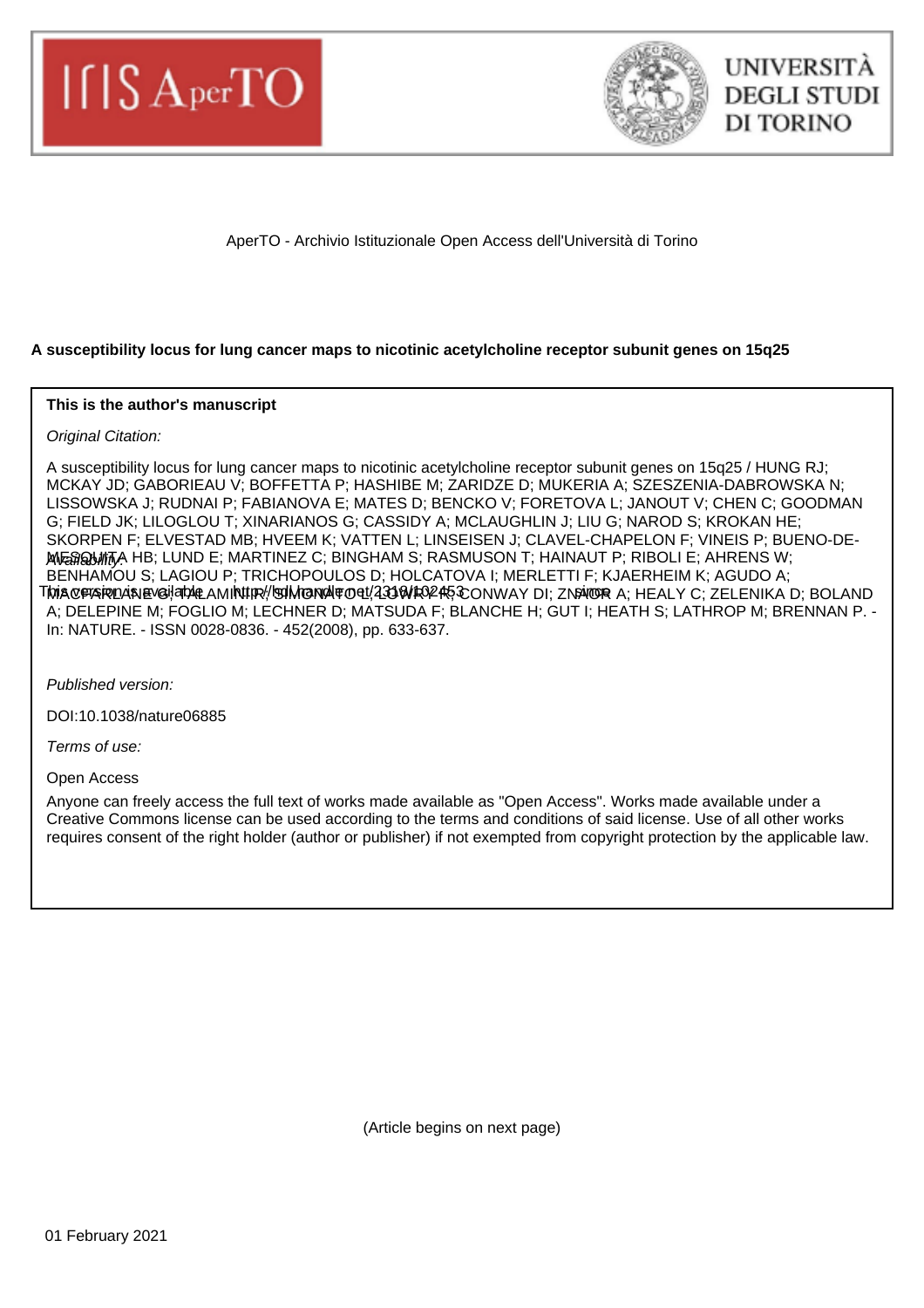AperTO - Archivio Istituzionale Open Access dell'Università di Torino

**A susceptibility locus for lung cancer maps to nicotinic acetylcholine receptor subunit genes on 15q25**

**This is the author's manuscript**

*Original Citation:*

A susceptibility locus for lung cancer maps to nicotinic acetylcholine receptor subunit genes on 15q25 / HUNG RJ; MCKAY JD; GABORIEAU V; BOFFETTA P; HASHIBE M; ZARIDZE D; MUKERIA A; SZESZENIA-DABROWSKA N; LISSOWSKA J; RUDNAI P; FABIANOVA E; MATES D; BENCKO V; FORETOVA L; JANOUT V; CHEN C; GOODMAN G; FIELD JK; LILOGLOU T; XINARIANOS G; CASSIDY A; MCLAUGHLIN J; LIU G; NAROD S; KROKAN HE; SKORPEN F; ELVESTAD MB; HVEEM K; VATTEN L; LINSEISEN J; CLAVEL-CHAPELON F; VINEIS P; BUENO-DE-MESQUITA HB; LUND E; MARTINEZ C; BINGHAM S; RASMUSON T; HAINAUT P; RIBOLI E; AHRENS W; BENHAMOU S; LAGIOU P; TRICHOPOULOS D; HOLCATOVA I; MERLETTI F; KJAERHEIM K; AGUDO A; MACFARLANE G; TALAMINI R; SIMONATO L; LOWRY R; CONWAY DI; ZNAOR A; HEALY C; ZELENIKA D; BOLAND A; DELEPINE M; FOGLIO M; LECHNER D; MATSUDA F; BLANCHE H; GUT I; HEATH S; LATHROP M; BRENNAN P. - In: NATURE. - ISSN 0028-0836. - 452(2008), pp. 633-637.

*Availability:*

This version is available http://hdl.handle.net/2318/102453 since

*Published version:*

DOI:10.1038/nature06885

*Terms of use:*

Open Access

Anyone can freely access the full text of works made available as "Open Access". Works made available under a Creative Commons license can be used according to the terms and conditions of said license. Use of all other works requires consent of the right holder (author or publisher) if not exempted from copyright protection by the applicable law.

(Article begins on next page)

01 February 2021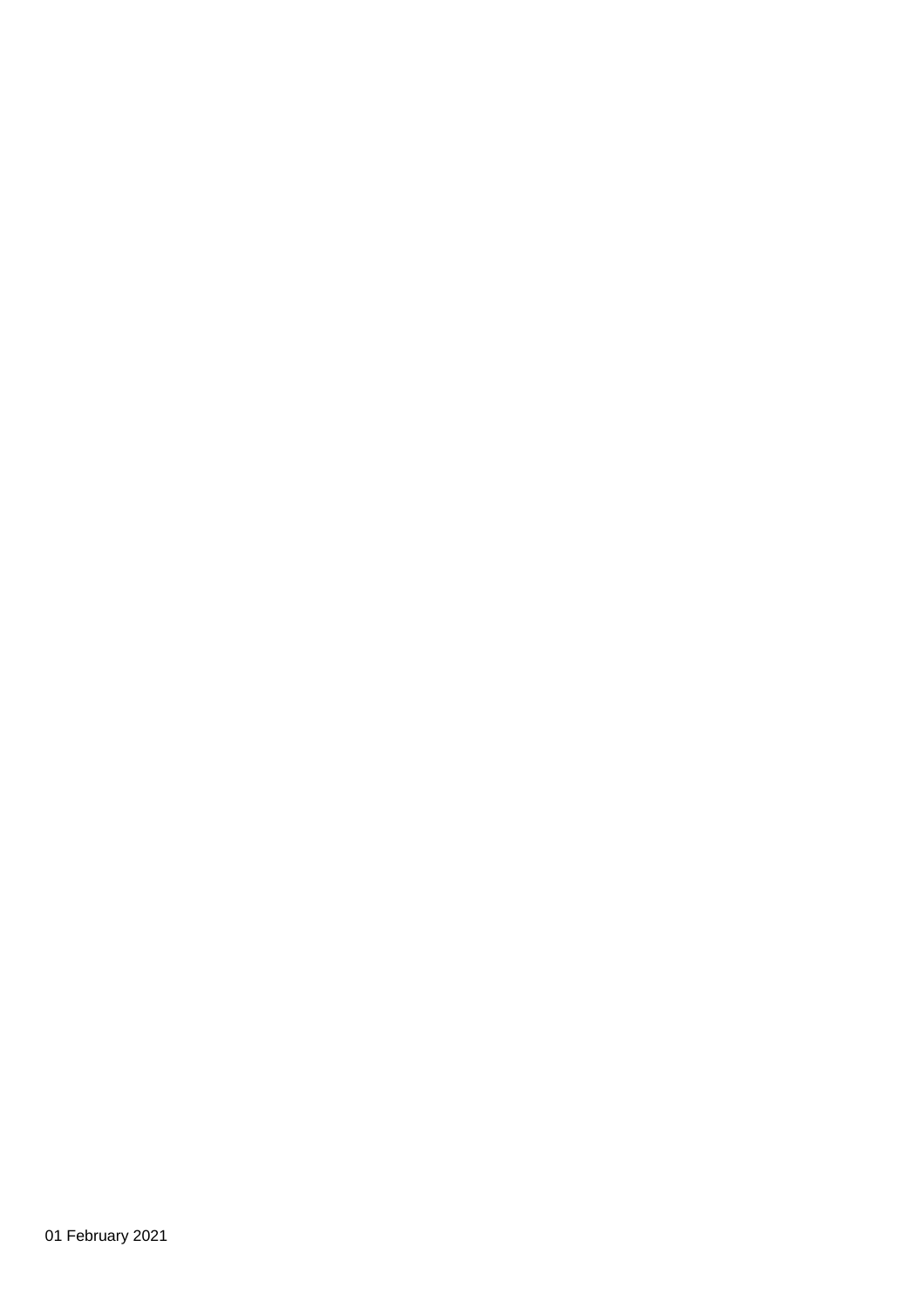01 February 2021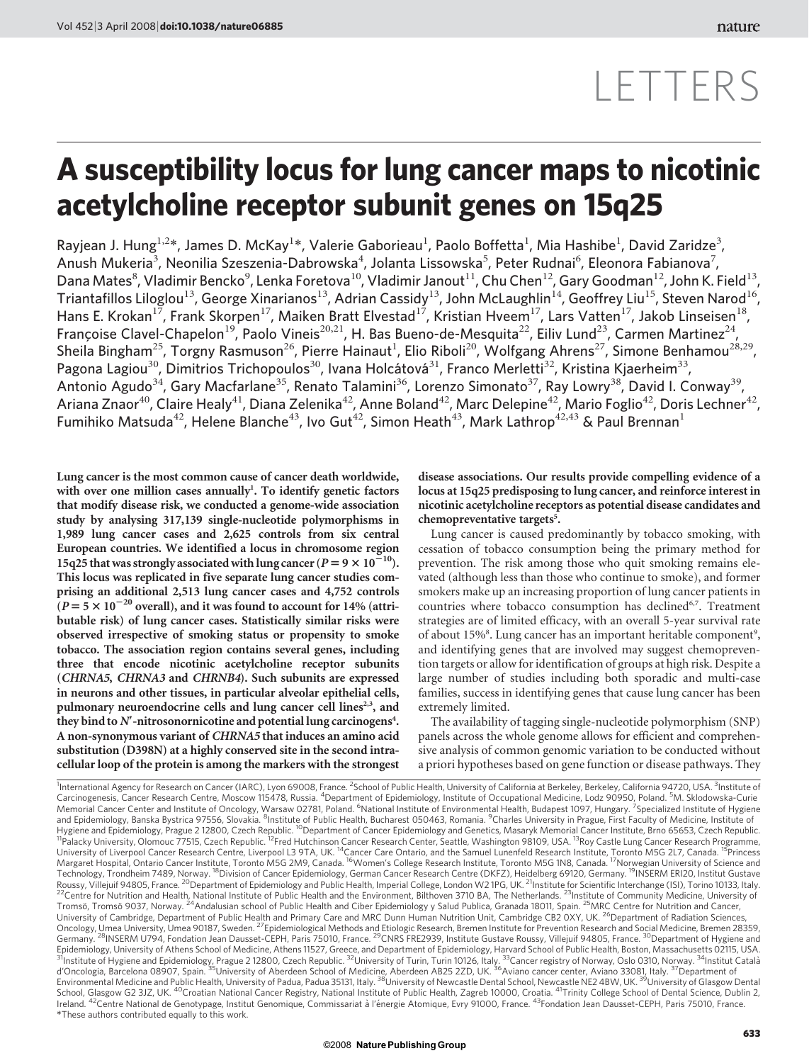# LETTERS

# A susceptibility locus for lung cancer maps to nicotinic acetylcholine receptor subunit genes on 15q25

Rayjean J. Hung[1,2]*, James D. McKay[1]*, Valerie Gaborieau[1], Paolo Boffetta[1], Mia Hashibe[1], David Zaridze[3], Anush Mukeria[3], Neonilia Szeszenia-Dabrowska[4], Jolanta Lissowska[5], Peter Rudnai[6], Eleonora Fabianova[7], Dana Mates[8], Vladimir Bencko[9], Lenka Foretova[10], Vladimir Janout[11], Chu Chen[12], Gary Goodman[12], John K. Field[13], Triantafillos Liloglou[13], George Xinarianos[13], Adrian Cassidy[13], John McLaughlin[14], Geoffrey Liu[15], Steven Narod[16], Hans E. Krokan[17], Frank Skorpen[17], Maiken Bratt Elvestad[17], Kristian Hveem[17], Lars Vatten[17], Jakob Linseisen[18], Françoise Clavel-Chapelon[19], Paolo Vineis[20,21], H. Bas Bueno-de-Mesquita[22], Eiliv Lund[23], Carmen Martinez[24], Sheila Bingham[25], Torgny Rasmuson[26], Pierre Hainaut[1], Elio Riboli[20], Wolfgang Ahrens[27], Simone Benhamou[28,29], Pagona Lagiou[30], Dimitrios Trichopoulos[30], Ivana Holcátová[31], Franco Merletti[32], Kristina Kjaerheim[33], Antonio Agudo[34], Gary Macfarlane[35], Renato Talamini[36], Lorenzo Simonato[37], Ray Lowry[38], David I. Conway[39], Ariana Znaor[40], Claire Healy[41], Diana Zelenika[42], Anne Boland[42], Marc Delepine[42], Mario Foglio[42], Doris Lechner[42], Fumihiko Matsuda[42], Helene Blanche[43], Ivo Gut[42], Simon Heath[43], Mark Lathrop[42,43] & Paul Brennan[1]

**Lung cancer is the most common cause of cancer death worldwide, with over one million cases annually[1]. To identify genetic factors that modify disease risk, we conducted a genome-wide association study by analysing 317,139 single-nucleotide polymorphisms in 1,989 lung cancer cases and 2,625 controls from six central European countries. We identified a locus in chromosome region 15q25 that was strongly associated with lung cancer ($P = 9 \times 10^{-10}$). This locus was replicated in five separate lung cancer studies comprising an additional 2,513 lung cancer cases and 4,752 controls ($P = 5 \times 10^{-20}$ overall), and it was found to account for 14% (attributable risk) of lung cancer cases. Statistically similar risks were observed irrespective of smoking status or propensity to smoke tobacco. The association region contains several genes, including three that encode nicotinic acetylcholine receptor subunits (*CHRNA5*, *CHRNA3* and *CHRNB4*). Such subunits are expressed in neurons and other tissues, in particular alveolar epithelial cells, pulmonary neuroendocrine cells and lung cancer cell lines[2,3], and they bind to *N*′-nitrosonornicotine and potential lung carcinogens[4]. A non-synonymous variant of *CHRNA5* that induces an amino acid substitution (D398N) at a highly conserved site in the second intracellular loop of the protein is among the markers with the strongest disease associations. Our results provide compelling evidence of a locus at 15q25 predisposing to lung cancer, and reinforce interest in nicotinic acetylcholine receptors as potential disease candidates and chemopreventative targets[5].**

Lung cancer is caused predominantly by tobacco smoking, with cessation of tobacco consumption being the primary method for prevention. The risk among those who quit smoking remains elevated (although less than those who continue to smoke), and former smokers make up an increasing proportion of lung cancer patients in countries where tobacco consumption has declined[6,7]. Treatment strategies are of limited efficacy, with an overall 5-year survival rate of about 15%[8]. Lung cancer has an important heritable component[9], and identifying genes that are involved may suggest chemoprevention targets or allow for identification of groups at high risk. Despite a large number of studies including both sporadic and multi-case families, success in identifying genes that cause lung cancer has been extremely limited.

The availability of tagging single-nucleotide polymorphism (SNP) panels across the whole genome allows for efficient and comprehensive analysis of common genomic variation to be conducted without a priori hypotheses based on gene function or disease pathways. They

[1]International Agency for Research on Cancer (IARC), Lyon 69008, France. [2]School of Public Health, University of California at Berkeley, Berkeley, California 94720, USA. [3]Institute of Carcinogenesis, Cancer Research Centre, Moscow 115478, Russia. [4]Department of Epidemiology, Institute of Occupational Medicine, Lodz 90950, Poland. [5]M. Sklodowska-Curie Memorial Cancer Center and Institute of Oncology, Warsaw 02781, Poland. [6]National Institute of Environmental Health, Budapest 1097, Hungary. [7]Specialized Institute of Hygiene and Epidemiology, Banska Bystrica 97556, Slovakia. [8]Institute of Public Health, Bucharest 050463, Romania. [9]Charles University in Prague, First Faculty of Medicine, Institute of Hygiene and Epidemiology, Prague 2 12800, Czech Republic. [10]Department of Cancer Epidemiology and Genetics, Masaryk Memorial Cancer Institute, Brno 65653, Czech Republic. [11]Palacky University, Olomouc 77515, Czech Republic. [12]Fred Hutchinson Cancer Research Center, Seattle, Washington 98109, USA. [13]Roy Castle Lung Cancer Research Programme, University of Liverpool Cancer Research Centre, Liverpool L3 9TA, UK. [14]Cancer Care Ontario, and the Samuel Lunenfeld Research Institute, Toronto M5G 2L7, Canada. [15]Princess Margaret Hospital, Ontario Cancer Institute, Toronto M5G 2M9, Canada. [16]Women's College Research Institute, Toronto M5G 1N8, Canada. [17]Norwegian University of Science and Technology, Trondheim 7489, Norway. [18]Division of Cancer Epidemiology, German Cancer Research Centre (DKFZ), Heidelberg 69120, Germany. [19]INSERM ERI20, Institut Gustave Roussy, Villejuif 94805, France. [20]Department of Epidemiology and Public Health, Imperial College, London W2 1PG, UK. [21]Institute for Scientific Interchange (ISI), Torino 10133, Italy. [22]Centre for Nutrition and Health, National Institute of Public Health and the Environment, Bilthoven 3710 BA, The Netherlands. [23]Institute of Community Medicine, University of Tromsö, Tromsö 9037, Norway. [24]Andalusian school of Public Health and Ciber Epidemiology y Salud Publica, Granada 18011, Spain. [25]MRC Centre for Nutrition and Cancer, University of Cambridge, Department of Public Health and Primary Care and MRC Dunn Human Nutrition Unit, Cambridge CB2 0XY, UK. [26]Department of Radiation Sciences, Oncology, Umea University, Umea 90187, Sweden. [27]Epidemiological Methods and Etiologic Research, Bremen Institute for Prevention Research and Social Medicine, Bremen 28359, Germany. [28]INSERM U794, Fondation Jean Dausset-CEPH, Paris 75010, France. [29]CNRS FRE2939, Institute Gustave Roussy, Villejuif 94805, France. [30]Department of Hygiene and Epidemiology, University of Athens School of Medicine, Athens 11527, Greece, and Department of Epidemiology, Harvard School of Public Health, Boston, Massachusetts 02115, USA. [31]Institute of Hygiene and Epidemiology, Prague 2 12800, Czech Republic. [32]University of Turin, Turin 10126, Italy. [33]Cancer registry of Norway, Oslo 0310, Norway. [34]Institut Català d'Oncologia, Barcelona 08907, Spain. [35]University of Aberdeen School of Medicine, Aberdeen AB25 2ZD, UK. [36]Aviano cancer center, Aviano 33081, Italy. [37]Department of Environmental Medicine and Public Health, University of Padua, Padua 35131, Italy. [38]University of Newcastle Dental School, Newcastle NE2 4BW, UK. [39]University of Glasgow Dental School, Glasgow G2 3JZ, UK. [40]Croatian National Cancer Registry, National Institute of Public Health, Zagreb 10000, Croatia. [41]Trinity College School of Dental Science, Dublin 2, Ireland. [42]Centre National de Genotypage, Institut Genomique, Commissariat à l'énergie Atomique, Evry 91000, France. [43]Fondation Jean Dausset-CEPH, Paris 75010, France.
*These authors contributed equally to this work.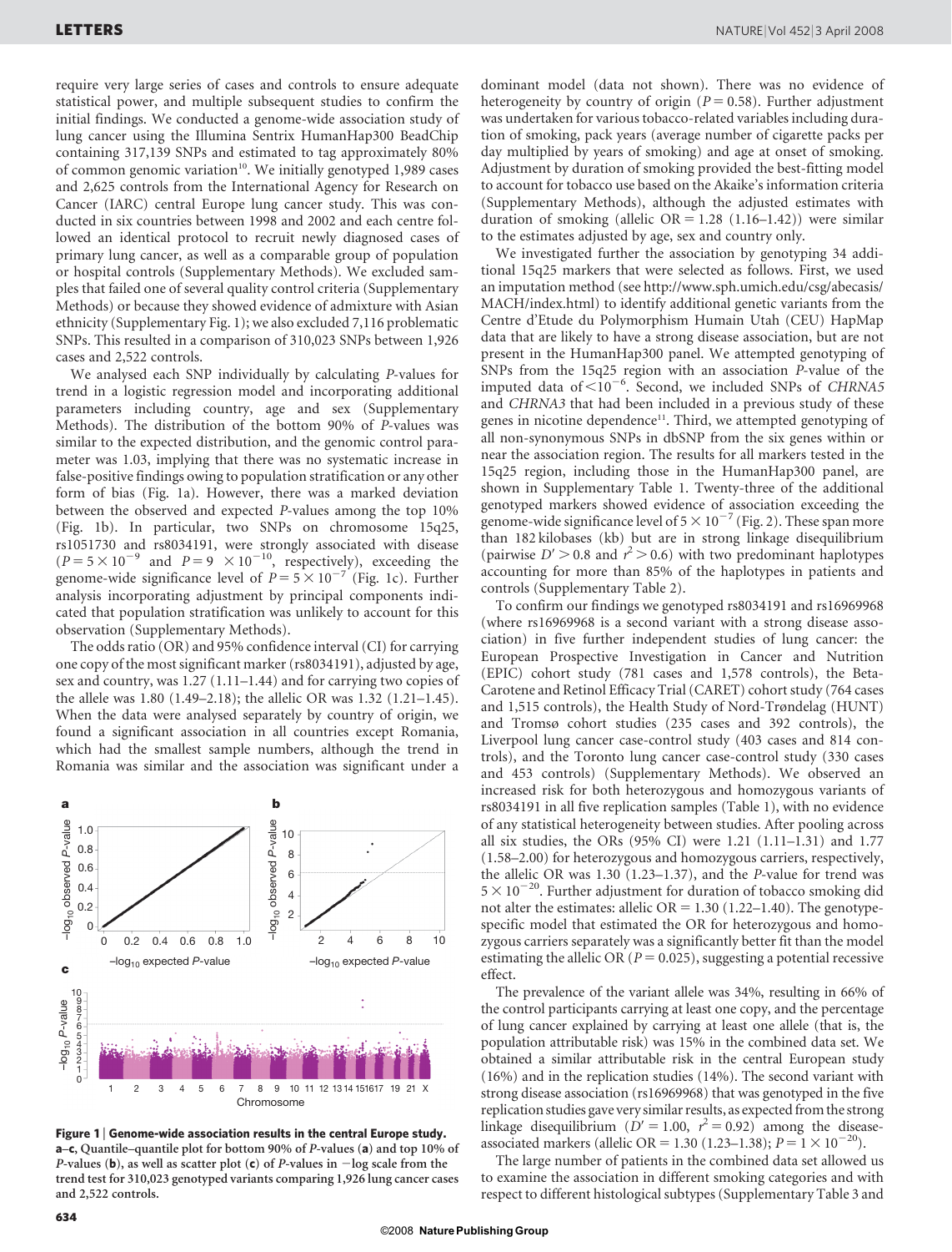require very large series of cases and controls to ensure adequate statistical power, and multiple subsequent studies to confirm the initial findings. We conducted a genome-wide association study of lung cancer using the Illumina Sentrix HumanHap300 BeadChip containing 317,139 SNPs and estimated to tag approximately 80% of common genomic variation[10]. We initially genotyped 1,989 cases and 2,625 controls from the International Agency for Research on Cancer (IARC) central Europe lung cancer study. This was conducted in six countries between 1998 and 2002 and each centre followed an identical protocol to recruit newly diagnosed cases of primary lung cancer, as well as a comparable group of population or hospital controls (Supplementary Methods). We excluded samples that failed one of several quality control criteria (Supplementary Methods) or because they showed evidence of admixture with Asian ethnicity (Supplementary Fig. 1); we also excluded 7,116 problematic SNPs. This resulted in a comparison of 310,023 SNPs between 1,926 cases and 2,522 controls.

We analysed each SNP individually by calculating *P*-values for trend in a logistic regression model and incorporating additional parameters including country, age and sex (Supplementary Methods). The distribution of the bottom 90% of *P*-values was similar to the expected distribution, and the genomic control parameter was 1.03, implying that there was no systematic increase in false-positive findings owing to population stratification or any other form of bias (Fig. 1a). However, there was a marked deviation between the observed and expected *P*-values among the top 10% (Fig. 1b). In particular, two SNPs on chromosome 15q25, rs1051730 and rs8034191, were strongly associated with disease ($P = 5 \times 10^{-9}$ and $P = 9 \times 10^{-10}$, respectively), exceeding the genome-wide significance level of $P = 5 \times 10^{-7}$ (Fig. 1c). Further analysis incorporating adjustment by principal components indicated that population stratification was unlikely to account for this observation (Supplementary Methods).

The odds ratio (OR) and 95% confidence interval (CI) for carrying one copy of the most significant marker (rs8034191), adjusted by age, sex and country, was 1.27 (1.11–1.44) and for carrying two copies of the allele was 1.80 (1.49–2.18); the allelic OR was 1.32 (1.21–1.45). When the data were analysed separately by country of origin, we found a significant association in all countries except Romania, which had the smallest sample numbers, although the trend in Romania was similar and the association was significant under a dominant model (data not shown). There was no evidence of heterogeneity by country of origin ($P = 0.58$). Further adjustment was undertaken for various tobacco-related variables including duration of smoking, pack years (average number of cigarette packs per day multiplied by years of smoking) and age at onset of smoking. Adjustment by duration of smoking provided the best-fitting model to account for tobacco use based on the Akaike's information criteria (Supplementary Methods), although the adjusted estimates with duration of smoking (allelic OR = 1.28 (1.16–1.42)) were similar to the estimates adjusted by age, sex and country only.

We investigated further the association by genotyping 34 additional 15q25 markers that were selected as follows. First, we used an imputation method (see http://www.sph.umich.edu/csg/abecasis/MACH/index.html) to identify additional genetic variants from the Centre d'Etude du Polymorphisme Humain Utah (CEU) HapMap data that are likely to have a strong disease association, but are not present in the HumanHap300 panel. We attempted genotyping of SNPs from the 15q25 region with an association *P*-value of the imputed data of $<10^{-6}$. Second, we included SNPs of *CHRNA5* and *CHRNA3* that had been included in a previous study of these genes in nicotine dependence[11]. Third, we attempted genotyping of all non-synonymous SNPs in dbSNP from the six genes within or near the association region. The results for all markers tested in the 15q25 region, including those in the HumanHap300 panel, are shown in Supplementary Table 1. Twenty-three of the additional genotyped markers showed evidence of association exceeding the genome-wide significance level of $5 \times 10^{-7}$ (Fig. 2). These span more than 182 kilobases (kb) but are in strong linkage disequilibrium (pairwise $D' > 0.8$ and $r^2 > 0.6$) with two predominant haplotypes accounting for more than 85% of the haplotypes in patients and controls (Supplementary Table 2).

To confirm our findings we genotyped rs8034191 and rs16969968 (where rs16969968 is a second variant with a strong disease association) in five further independent studies of lung cancer: the European Prospective Investigation in Cancer and Nutrition (EPIC) cohort study (781 cases and 1,578 controls), the Beta-Carotene and Retinol Efficacy Trial (CARET) cohort study (764 cases and 1,515 controls), the Health Study of Nord-Trøndelag (HUNT) and Tromsø cohort studies (235 cases and 392 controls), the Liverpool lung cancer case-control study (403 cases and 814 controls), and the Toronto lung cancer case-control study (330 cases and 453 controls) (Supplementary Methods). We observed an increased risk for both heterozygous and homozygous variants of rs8034191 in all five replication samples (Table 1), with no evidence of any statistical heterogeneity between studies. After pooling across all six studies, the ORs (95% CI) were 1.21 (1.11–1.31) and 1.77 (1.58–2.00) for heterozygous and homozygous carriers, respectively, the allelic OR was 1.30 (1.23–1.37), and the *P*-value for trend was $5 \times 10^{-20}$. Further adjustment for duration of tobacco smoking did not alter the estimates: allelic OR = 1.30 (1.22–1.40). The genotype-specific model that estimated the OR for heterozygous and homozygous carriers separately was a significantly better fit than the model estimating the allelic OR ($P = 0.025$), suggesting a potential recessive effect.

The prevalence of the variant allele was 34%, resulting in 66% of the control participants carrying at least one copy, and the percentage of lung cancer explained by carrying at least one allele (that is, the population attributable risk) was 15% in the combined data set. We obtained a similar attributable risk in the central European study (16%) and in the replication studies (14%). The second variant with strong disease association (rs16969968) that was genotyped in the five replication studies gave very similar results, as expected from the strong linkage disequilibrium ($D' = 1.00$, $r^2 = 0.92$) among the disease-associated markers (allelic OR = 1.30 (1.23–1.38); $P = 1 \times 10^{-20}$).

The large number of patients in the combined data set allowed us to examine the association in different smoking categories and with respect to different histological subtypes (Supplementary Table 3 and

**Figure 1 | Genome-wide association results in the central Europe study.** **a**–**c**, Quantile–quantile plot for bottom 90% of *P*-values (**a**) and top 10% of *P*-values (**b**), as well as scatter plot (**c**) of *P*-values in −log scale from the trend test for 310,023 genotyped variants comparing 1,926 lung cancer cases and 2,522 controls.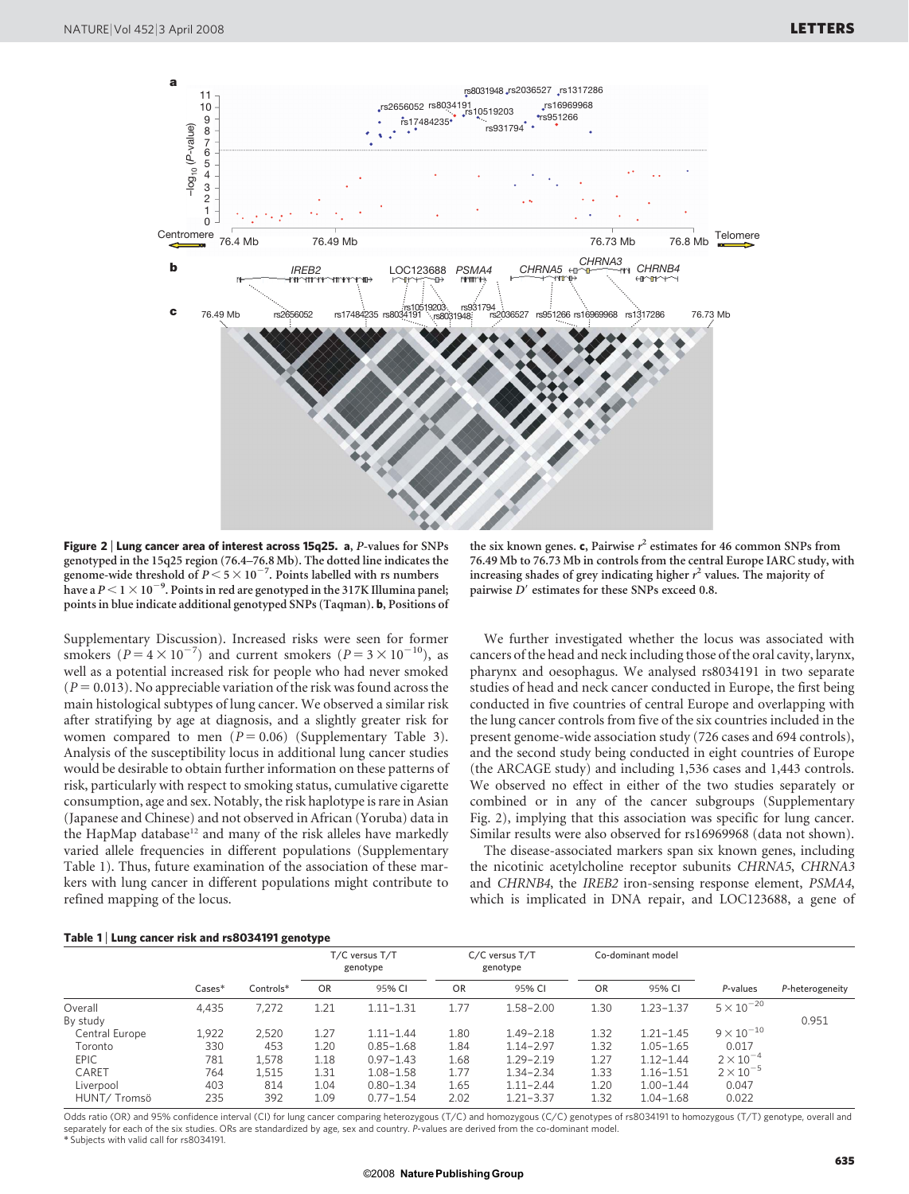**Figure 2 | Lung cancer area of interest across 15q25. a**, *P*-values for SNPs genotyped in the 15q25 region (76.4–76.8 Mb). The dotted line indicates the genome-wide threshold of $P < 5 \times 10^{-7}$. Points labelled with rs numbers have a $P < 1 \times 10^{-9}$. Points in red are genotyped in the 317K Illumina panel; points in blue indicate additional genotyped SNPs (Taqman). **b**, Positions of the six known genes. **c**, Pairwise $r^2$ estimates for 46 common SNPs from 76.49 Mb to 76.73 Mb in controls from the central Europe IARC study, with increasing shades of grey indicating higher $r^2$ values. The majority of pairwise $D'$ estimates for these SNPs exceed 0.8.

Supplementary Discussion). Increased risks were seen for former smokers ($P = 4 \times 10^{-7}$) and current smokers ($P = 3 \times 10^{-10}$), as well as a potential increased risk for people who had never smoked ($P = 0.013$). No appreciable variation of the risk was found across the main histological subtypes of lung cancer. We observed a similar risk after stratifying by age at diagnosis, and a slightly greater risk for women compared to men ($P = 0.06$) (Supplementary Table 3). Analysis of the susceptibility locus in additional lung cancer studies would be desirable to obtain further information on these patterns of risk, particularly with respect to smoking status, cumulative cigarette consumption, age and sex. Notably, the risk haplotype is rare in Asian (Japanese and Chinese) and not observed in African (Yoruba) data in the HapMap database[12] and many of the risk alleles have markedly varied allele frequencies in different populations (Supplementary Table 1). Thus, future examination of the association of these markers with lung cancer in different populations might contribute to refined mapping of the locus.

We further investigated whether the locus was associated with cancers of the head and neck including those of the oral cavity, larynx, pharynx and oesophagus. We analysed rs8034191 in two separate studies of head and neck cancer conducted in Europe, the first being conducted in five countries of central Europe and overlapping with the lung cancer controls from five of the six countries included in the present genome-wide association study (726 cases and 694 controls), and the second study being conducted in eight countries of Europe (the ARCAGE study) and including 1,536 cases and 1,443 controls. We observed no effect in either of the two studies separately or combined or in any of the cancer subgroups (Supplementary Fig. 2), implying that this association was specific for lung cancer. Similar results were also observed for rs16969968 (data not shown).

The disease-associated markers span six known genes, including the nicotinic acetylcholine receptor subunits *CHRNA5*, *CHRNA3* and *CHRNB4*, the *IREB2* iron-sensing response element, *PSMA4*, which is implicated in DNA repair, and LOC123688, a gene of

**Table 1 | Lung cancer risk and rs8034191 genotype**

| | Cases* | Controls* | T/C versus T/T genotype | | C/C versus T/T genotype | | Co-dominant model | | | |
|---|---|---|---|---|---|---|---|---|---|---|
| | | | OR | 95% CI | OR | 95% CI | OR | 95% CI | *P*-values | *P*-heterogeneity |
| Overall | 4,435 | 7,272 | 1.21 | 1.11–1.31 | 1.77 | 1.58–2.00 | 1.30 | 1.23–1.37 | $5 \times 10^{-20}$ | |
| By study | | | | | | | | | | 0.951 |
| Central Europe | 1,922 | 2,520 | 1.27 | 1.11–1.44 | 1.80 | 1.49–2.18 | 1.32 | 1.21–1.45 | $9 \times 10^{-10}$ | |
| Toronto | 330 | 453 | 1.20 | 0.85–1.68 | 1.84 | 1.14–2.97 | 1.32 | 1.05–1.65 | 0.017 | |
| EPIC | 781 | 1,578 | 1.18 | 0.97–1.43 | 1.68 | 1.29–2.19 | 1.27 | 1.12–1.44 | $2 \times 10^{-4}$ | |
| CARET | 764 | 1,515 | 1.31 | 1.08–1.58 | 1.77 | 1.34–2.34 | 1.33 | 1.16–1.51 | $2 \times 10^{-5}$ | |
| Liverpool | 403 | 814 | 1.04 | 0.80–1.34 | 1.65 | 1.11–2.44 | 1.20 | 1.00–1.44 | 0.047 | |
| HUNT/Tromsö | 235 | 392 | 1.09 | 0.77–1.54 | 2.02 | 1.21–3.37 | 1.32 | 1.04–1.68 | 0.022 | |

Odds ratio (OR) and 95% confidence interval (CI) for lung cancer comparing heterozygous (T/C) and homozygous (C/C) genotypes of rs8034191 to homozygous (T/T) genotype, overall and separately for each of the six studies. ORs are standardized by age, sex and country. *P*-values are derived from the co-dominant model.
* Subjects with valid call for rs8034191.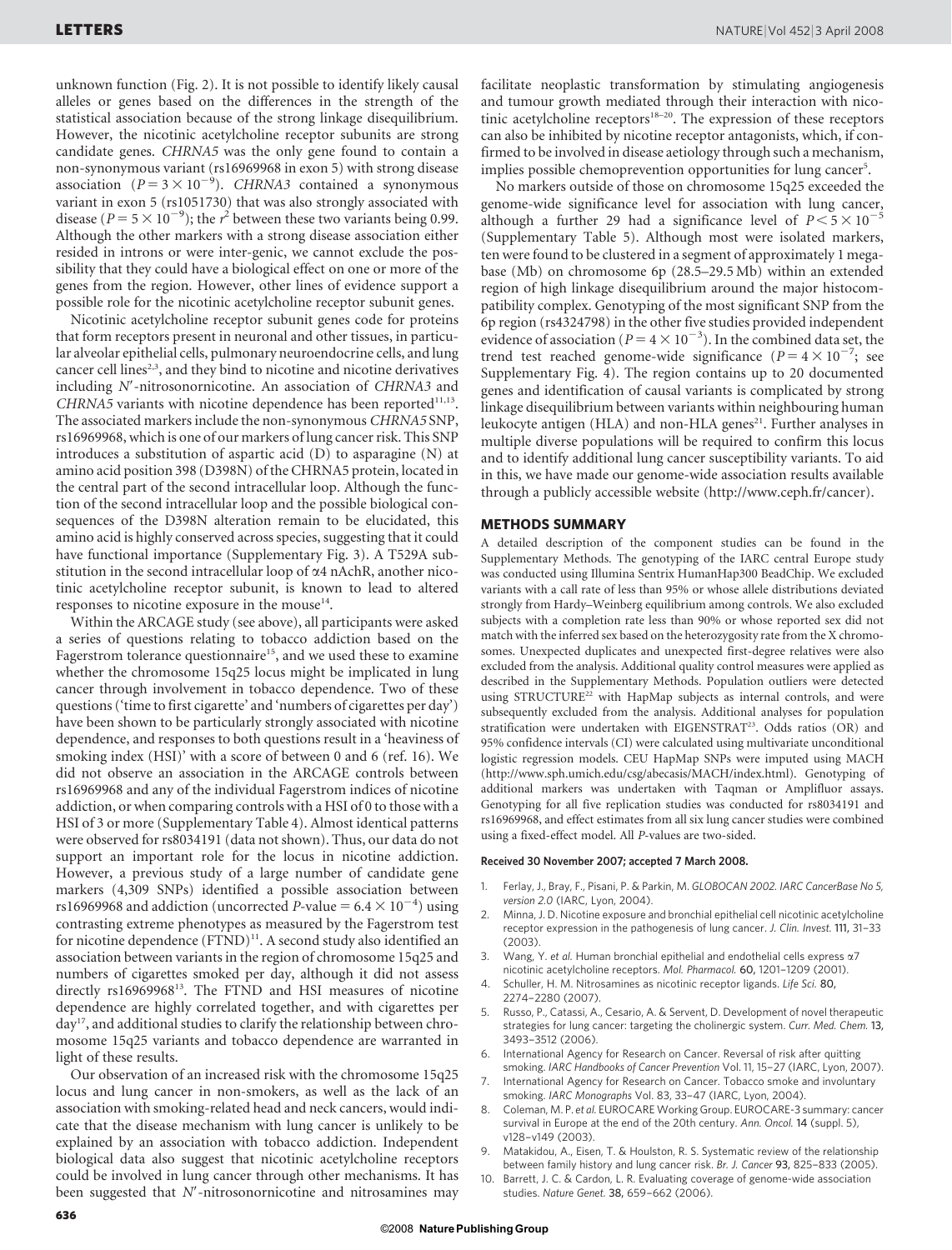unknown function (Fig. 2). It is not possible to identify likely causal alleles or genes based on the differences in the strength of the statistical association because of the strong linkage disequilibrium. However, the nicotinic acetylcholine receptor subunits are strong candidate genes. *CHRNA5* was the only gene found to contain a non-synonymous variant (rs16969968 in exon 5) with strong disease association ($P = 3 \times 10^{-9}$). *CHRNA3* contained a synonymous variant in exon 5 (rs1051730) that was also strongly associated with disease ($P = 5 \times 10^{-9}$); the $r^2$ between these two variants being 0.99. Although the other markers with a strong disease association either resided in introns or were inter-genic, we cannot exclude the possibility that they could have a biological effect on one or more of the genes from the region. However, other lines of evidence support a possible role for the nicotinic acetylcholine receptor subunit genes.

Nicotinic acetylcholine receptor subunit genes code for proteins that form receptors present in neuronal and other tissues, in particular alveolar epithelial cells, pulmonary neuroendocrine cells, and lung cancer cell lines[2,3], and they bind to nicotine and nicotine derivatives including $N'$-nitrosonornicotine. An association of *CHRNA3* and *CHRNA5* variants with nicotine dependence has been reported[11,13]. The associated markers include the non-synonymous *CHRNA5* SNP, rs16969968, which is one of our markers of lung cancer risk. This SNP introduces a substitution of aspartic acid (D) to asparagine (N) at amino acid position 398 (D398N) of the CHRNA5 protein, located in the central part of the second intracellular loop. Although the function of the second intracellular loop and the possible biological consequences of the D398N alteration remain to be elucidated, this amino acid is highly conserved across species, suggesting that it could have functional importance (Supplementary Fig. 3). A T529A substitution in the second intracellular loop of α4 nAchR, another nicotinic acetylcholine receptor subunit, is known to lead to altered responses to nicotine exposure in the mouse[14].

Within the ARCAGE study (see above), all participants were asked a series of questions relating to tobacco addiction based on the Fagerstrom tolerance questionnaire[15], and we used these to examine whether the chromosome 15q25 locus might be implicated in lung cancer through involvement in tobacco dependence. Two of these questions ('time to first cigarette' and 'numbers of cigarettes per day') have been shown to be particularly strongly associated with nicotine dependence, and responses to both questions result in a 'heaviness of smoking index (HSI)' with a score of between 0 and 6 (ref. 16). We did not observe an association in the ARCAGE controls between rs16969968 and any of the individual Fagerstrom indices of nicotine addiction, or when comparing controls with a HSI of 0 to those with a HSI of 3 or more (Supplementary Table 4). Almost identical patterns were observed for rs8034191 (data not shown). Thus, our data do not support an important role for the locus in nicotine addiction. However, a previous study of a large number of candidate gene markers (4,309 SNPs) identified a possible association between rs16969968 and addiction (uncorrected $P$-value $= 6.4 \times 10^{-4}$) using contrasting extreme phenotypes as measured by the Fagerstrom test for nicotine dependence (FTND)[11]. A second study also identified an association between variants in the region of chromosome 15q25 and numbers of cigarettes smoked per day, although it did not assess directly rs16969968[13]. The FTND and HSI measures of nicotine dependence are highly correlated together, and with cigarettes per day[17], and additional studies to clarify the relationship between chromosome 15q25 variants and tobacco dependence are warranted in light of these results.

Our observation of an increased risk with the chromosome 15q25 locus and lung cancer in non-smokers, as well as the lack of an association with smoking-related head and neck cancers, would indicate that the disease mechanism with lung cancer is unlikely to be explained by an association with tobacco addiction. Independent biological data also suggest that nicotinic acetylcholine receptors could be involved in lung cancer through other mechanisms. It has been suggested that $N'$-nitrosonornicotine and nitrosamines may facilitate neoplastic transformation by stimulating angiogenesis and tumour growth mediated through their interaction with nicotinic acetylcholine receptors[18–20]. The expression of these receptors can also be inhibited by nicotine receptor antagonists, which, if confirmed to be involved in disease aetiology through such a mechanism, implies possible chemoprevention opportunities for lung cancer[5].

No markers outside of those on chromosome 15q25 exceeded the genome-wide significance level for association with lung cancer, although a further 29 had a significance level of $P < 5 \times 10^{-5}$ (Supplementary Table 5). Although most were isolated markers, ten were found to be clustered in a segment of approximately 1 megabase (Mb) on chromosome 6p (28.5–29.5 Mb) within an extended region of high linkage disequilibrium around the major histocompatibility complex. Genotyping of the most significant SNP from the 6p region (rs4324798) in the other five studies provided independent evidence of association ($P = 4 \times 10^{-3}$). In the combined data set, the trend test reached genome-wide significance ($P = 4 \times 10^{-7}$; see Supplementary Fig. 4). The region contains up to 20 documented genes and identification of causal variants is complicated by strong linkage disequilibrium between variants within neighbouring human leukocyte antigen (HLA) and non-HLA genes[21]. Further analyses in multiple diverse populations will be required to confirm this locus and to identify additional lung cancer susceptibility variants. To aid in this, we have made our genome-wide association results available through a publicly accessible website (http://www.ceph.fr/cancer).

## METHODS SUMMARY

A detailed description of the component studies can be found in the Supplementary Methods. The genotyping of the IARC central Europe study was conducted using Illumina Sentrix HumanHap300 BeadChip. We excluded variants with a call rate of less than 95% or whose allele distributions deviated strongly from Hardy–Weinberg equilibrium among controls. We also excluded subjects with a completion rate less than 90% or whose reported sex did not match with the inferred sex based on the heterozygosity rate from the X chromosomes. Unexpected duplicates and unexpected first-degree relatives were also excluded from the analysis. Additional quality control measures were applied as described in the Supplementary Methods. Population outliers were detected using STRUCTURE[22] with HapMap subjects as internal controls, and were subsequently excluded from the analysis. Additional analyses for population stratification were undertaken with EIGENSTRAT[23]. Odds ratios (OR) and 95% confidence intervals (CI) were calculated using multivariate unconditional logistic regression models. CEU HapMap SNPs were imputed using MACH (http://www.sph.umich.edu/csg/abecasis/MACH/index.html). Genotyping of additional markers was undertaken with Taqman or Amplifluor assays. Genotyping for all five replication studies was conducted for rs8034191 and rs16969968, and effect estimates from all six lung cancer studies were combined using a fixed-effect model. All $P$-values are two-sided.

**Received 30 November 2007; accepted 7 March 2008.**

1. Ferlay, J., Bray, F., Pisani, P. & Parkin, M. *GLOBOCAN 2002. IARC CancerBase No 5, version 2.0* (IARC, Lyon, 2004).
2. Minna, J. D. Nicotine exposure and bronchial epithelial cell nicotinic acetylcholine receptor expression in the pathogenesis of lung cancer. *J. Clin. Invest.* **111,** 31–33 (2003).
3. Wang, Y. *et al.* Human bronchial epithelial and endothelial cells express α7 nicotinic acetylcholine receptors. *Mol. Pharmacol.* **60,** 1201–1209 (2001).
4. Schuller, H. M. Nitrosamines as nicotinic receptor ligands. *Life Sci.* **80,** 2274–2280 (2007).
5. Russo, P., Catassi, A., Cesario, A. & Servent, D. Development of novel therapeutic strategies for lung cancer: targeting the cholinergic system. *Curr. Med. Chem.* **13,** 3493–3512 (2006).
6. International Agency for Research on Cancer. Reversal of risk after quitting smoking. *IARC Handbooks of Cancer Prevention* Vol. 11, 15–27 (IARC, Lyon, 2007).
7. International Agency for Research on Cancer. Tobacco smoke and involuntary smoking. *IARC Monographs* Vol. 83, 33–47 (IARC, Lyon, 2004).
8. Coleman, M. P. *et al.* EUROCARE Working Group. EUROCARE-3 summary: cancer survival in Europe at the end of the 20th century. *Ann. Oncol.* **14** (suppl. 5), v128–v149 (2003).
9. Matakidou, A., Eisen, T. & Houlston, R. S. Systematic review of the relationship between family history and lung cancer risk. *Br. J. Cancer* **93,** 825–833 (2005).
10. Barrett, J. C. & Cardon, L. R. Evaluating coverage of genome-wide association studies. *Nature Genet.* **38,** 659–662 (2006).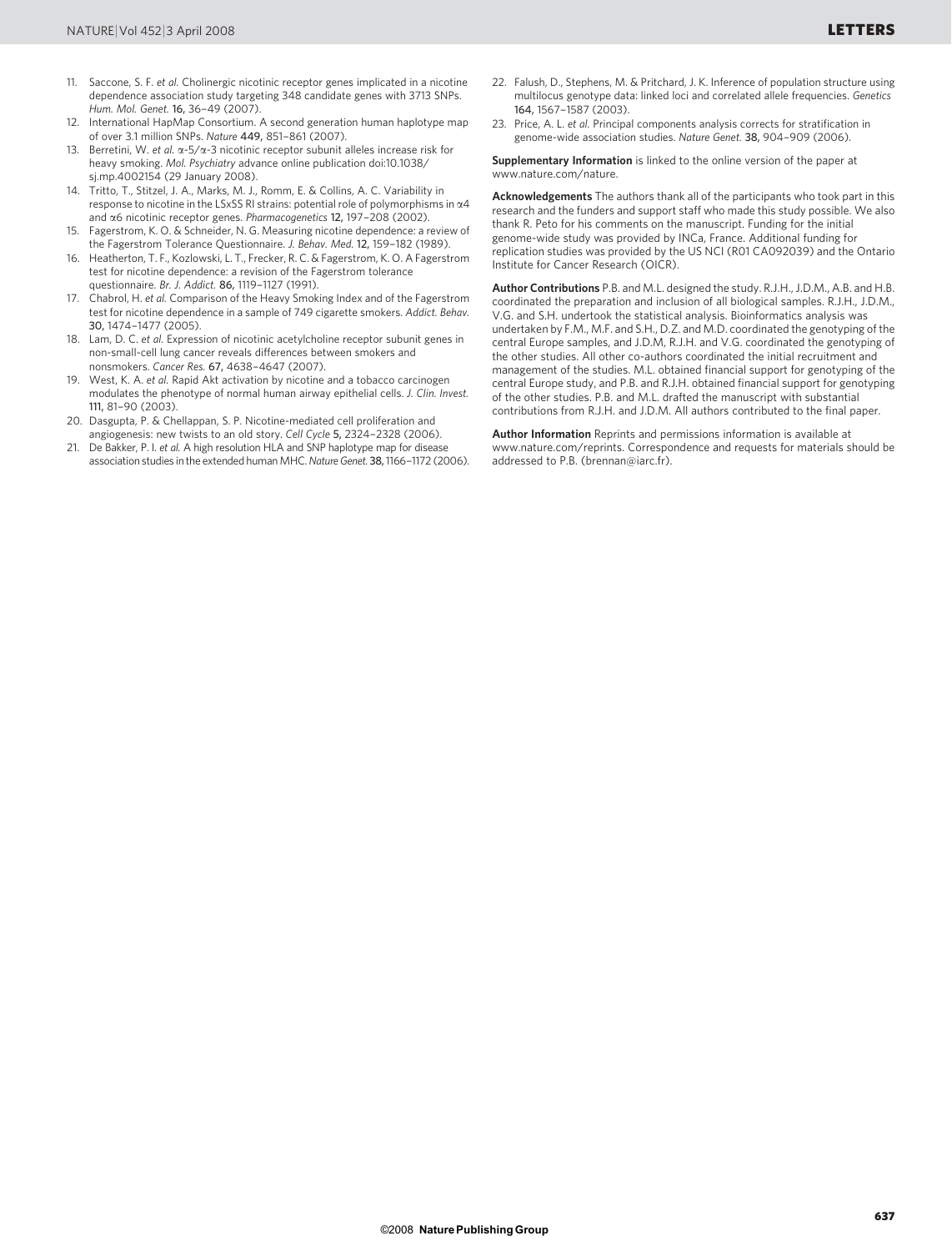11. Saccone, S. F. *et al.* Cholinergic nicotinic receptor genes implicated in a nicotine dependence association study targeting 348 candidate genes with 3713 SNPs. *Hum. Mol. Genet.* **16,** 36–49 (2007).
12. International HapMap Consortium. A second generation human haplotype map of over 3.1 million SNPs. *Nature* **449,** 851–861 (2007).
13. Berretini, W. *et al.* α-5/α-3 nicotinic receptor subunit alleles increase risk for heavy smoking. *Mol. Psychiatry* advance online publication doi:10.1038/sj.mp.4002154 (29 January 2008).
14. Tritto, T., Stitzel, J. A., Marks, M. J., Romm, E. & Collins, A. C. Variability in response to nicotine in the LSxSS RI strains: potential role of polymorphisms in α4 and α6 nicotinic receptor genes. *Pharmacogenetics* **12,** 197–208 (2002).
15. Fagerstrom, K. O. & Schneider, N. G. Measuring nicotine dependence: a review of the Fagerstrom Tolerance Questionnaire. *J. Behav. Med.* **12,** 159–182 (1989).
16. Heatherton, T. F., Kozlowski, L. T., Frecker, R. C. & Fagerstrom, K. O. A Fagerstrom test for nicotine dependence: a revision of the Fagerstrom tolerance questionnaire. *Br. J. Addict.* **86,** 1119–1127 (1991).
17. Chabrol, H. *et al.* Comparison of the Heavy Smoking Index and of the Fagerstrom test for nicotine dependence in a sample of 749 cigarette smokers. *Addict. Behav.* **30,** 1474–1477 (2005).
18. Lam, D. C. *et al.* Expression of nicotinic acetylcholine receptor subunit genes in non-small-cell lung cancer reveals differences between smokers and nonsmokers. *Cancer Res.* **67,** 4638–4647 (2007).
19. West, K. A. *et al.* Rapid Akt activation by nicotine and a tobacco carcinogen modulates the phenotype of normal human airway epithelial cells. *J. Clin. Invest.* **111,** 81–90 (2003).
20. Dasgupta, P. & Chellappan, S. P. Nicotine-mediated cell proliferation and angiogenesis: new twists to an old story. *Cell Cycle* **5,** 2324–2328 (2006).
21. De Bakker, P. I. *et al.* A high resolution HLA and SNP haplotype map for disease association studies in the extended human MHC. *Nature Genet.* **38,** 1166–1172 (2006).
22. Falush, D., Stephens, M. & Pritchard, J. K. Inference of population structure using multilocus genotype data: linked loci and correlated allele frequencies. *Genetics* **164,** 1567–1587 (2003).
23. Price, A. L. *et al.* Principal components analysis corrects for stratification in genome-wide association studies. *Nature Genet.* **38,** 904–909 (2006).

**Supplementary Information** is linked to the online version of the paper at www.nature.com/nature.

**Acknowledgements** The authors thank all of the participants who took part in this research and the funders and support staff who made this study possible. We also thank R. Peto for his comments on the manuscript. Funding for the initial genome-wide study was provided by INCa, France. Additional funding for replication studies was provided by the US NCI (R01 CA092039) and the Ontario Institute for Cancer Research (OICR).

**Author Contributions** P.B. and M.L. designed the study. R.J.H., J.D.M., A.B. and H.B. coordinated the preparation and inclusion of all biological samples. R.J.H., J.D.M., V.G. and S.H. undertook the statistical analysis. Bioinformatics analysis was undertaken by F.M., M.F. and S.H., D.Z. and M.D. coordinated the genotyping of the central Europe samples, and J.D.M, R.J.H. and V.G. coordinated the genotyping of the other studies. All other co-authors coordinated the initial recruitment and management of the studies. M.L. obtained financial support for genotyping of the central Europe study, and P.B. and R.J.H. obtained financial support for genotyping of the other studies. P.B. and M.L. drafted the manuscript with substantial contributions from R.J.H. and J.D.M. All authors contributed to the final paper.

**Author Information** Reprints and permissions information is available at www.nature.com/reprints. Correspondence and requests for materials should be addressed to P.B. (brennan@iarc.fr).